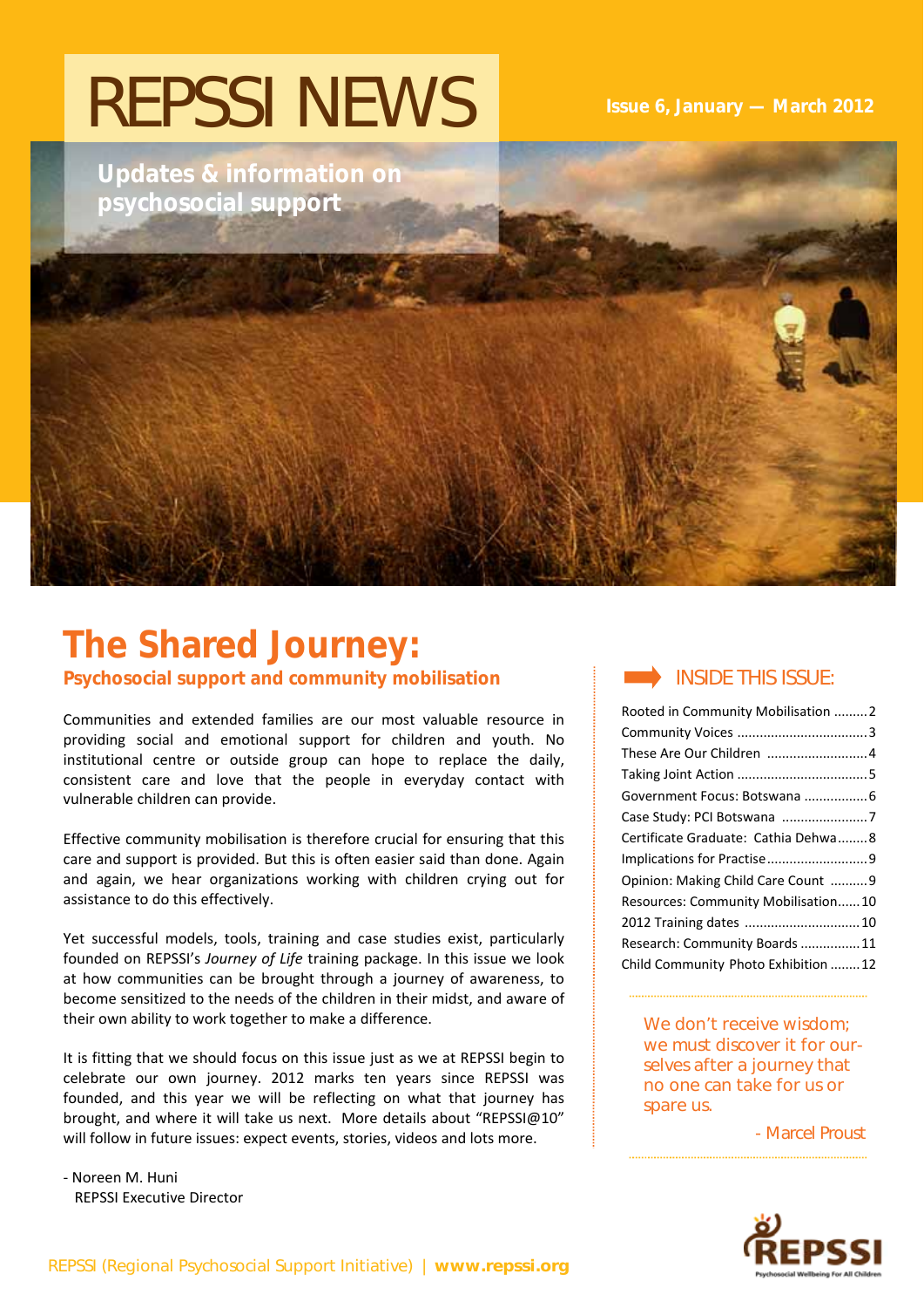# REPSSI NEWS

**Issue 6, January — March 2012**

**Updates & information on psychosocial support**

## The Shared Journey:

### Psychosocial support and community mobilisation

Communities and extended families are our most valuable resource in providing social and emotional support for children and youth. No institutional centre or outside group can hope to replace the daily, consistent care and love that the people in everyday contact with vulnerable children can provide.

Effective community mobilisation is therefore crucial for ensuring that this care and support is provided. But this is often easier said than done. Again and again, we hear organizations working with children crying out for assistance to do this effectively.

Yet successful models, tools, training and case studies exist, particularly founded on REPSSI's *Journey of Life* training package. In this issue we look at how communities can be brought through a journey of awareness, to become sensitized to the needs of the children in their midst, and aware of their own ability to work together to make a difference.

It is fitting that we should focus on this issue just as we at REPSSI begin to celebrate our own journey. 2012 marks ten years since REPSSI was founded, and this year we will be reflecting on what that journey has brought, and where it will take us next. More details about "REPSSI@10" will follow in future issues: expect events, stories, videos and lots more.

- Noreen M. Huni
  REPSSI Executive Director

### INSIDE THIS ISSUE:

| | |
|---|---|
| Rooted in Community Mobilisation | 2 |
| Community Voices | 3 |
| These Are Our Children | 4 |
| Taking Joint Action | 5 |
| Government Focus: Botswana | 6 |
| Case Study: PCI Botswana | 7 |
| Certificate Graduate: Cathia Dehwa | 8 |
| Implications for Practise | 9 |
| Opinion: Making Child Care Count | 9 |
| Resources: Community Mobilisation | 10 |
| 2012 Training dates | 10 |
| Research: Community Boards | 11 |
| Child Community Photo Exhibition | 12 |

We don't receive wisdom; we must discover it for ourselves after a journey that no one can take for us or spare us.

- Marcel Proust

REPSSI (Regional Psychosocial Support Initiative) | **www.repssi.org**

REPSSI — Psychosocial Wellbeing For All Children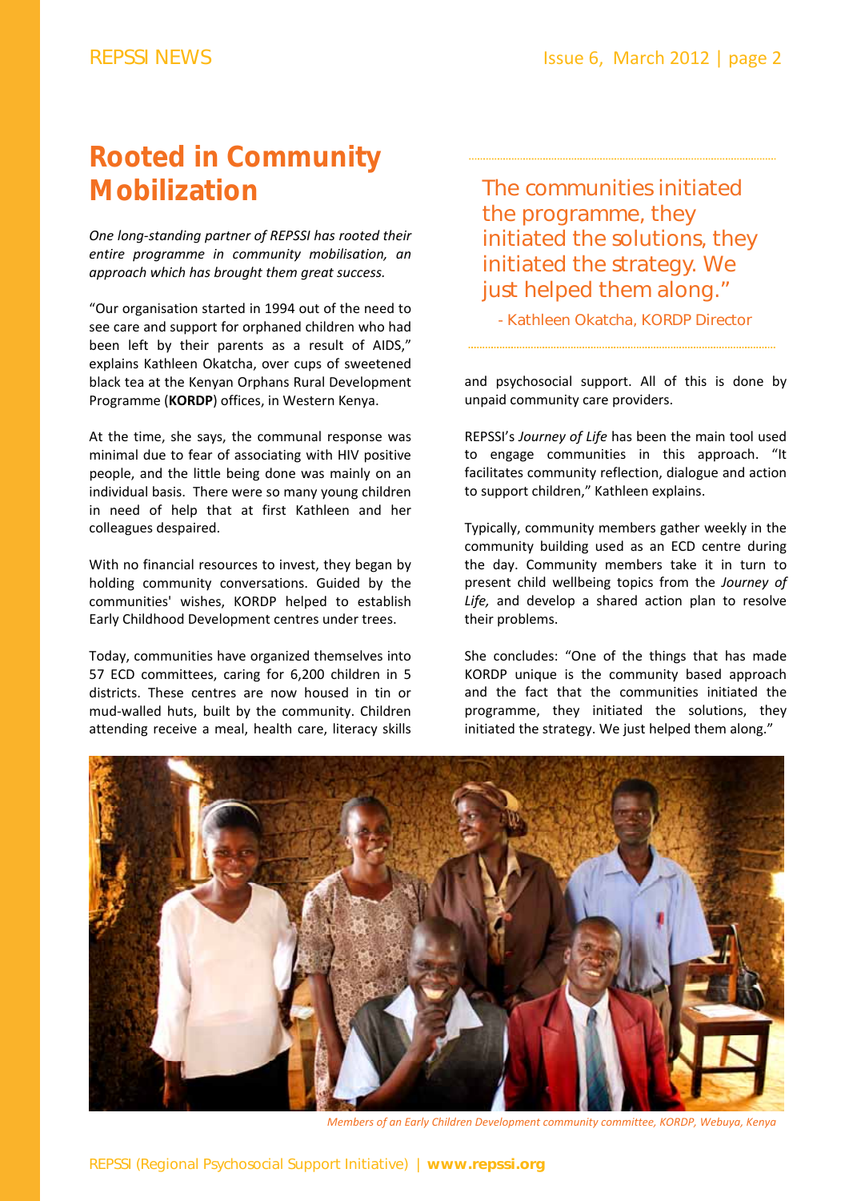# Rooted in Community Mobilization

*One long-standing partner of REPSSI has rooted their entire programme in community mobilisation, an approach which has brought them great success.*

"Our organisation started in 1994 out of the need to see care and support for orphaned children who had been left by their parents as a result of AIDS," explains Kathleen Okatcha, over cups of sweetened black tea at the Kenyan Orphans Rural Development Programme (**KORDP**) offices, in Western Kenya.

At the time, she says, the communal response was minimal due to fear of associating with HIV positive people, and the little being done was mainly on an individual basis. There were so many young children in need of help that at first Kathleen and her colleagues despaired.

With no financial resources to invest, they began by holding community conversations. Guided by the communities' wishes, KORDP helped to establish Early Childhood Development centres under trees.

Today, communities have organized themselves into 57 ECD committees, caring for 6,200 children in 5 districts. These centres are now housed in tin or mud-walled huts, built by the community. Children attending receive a meal, health care, literacy skills and psychosocial support. All of this is done by unpaid community care providers.

> The communities initiated the programme, they initiated the solutions, they initiated the strategy. We just helped them along."
>
> \- Kathleen Okatcha, KORDP Director

REPSSI's *Journey of Life* has been the main tool used to engage communities in this approach. "It facilitates community reflection, dialogue and action to support children," Kathleen explains.

Typically, community members gather weekly in the community building used as an ECD centre during the day. Community members take it in turn to present child wellbeing topics from the *Journey of Life,* and develop a shared action plan to resolve their problems.

She concludes: "One of the things that has made KORDP unique is the community based approach and the fact that the communities initiated the programme, they initiated the solutions, they initiated the strategy. We just helped them along."

*Members of an Early Children Development community committee, KORDP, Webuya, Kenya*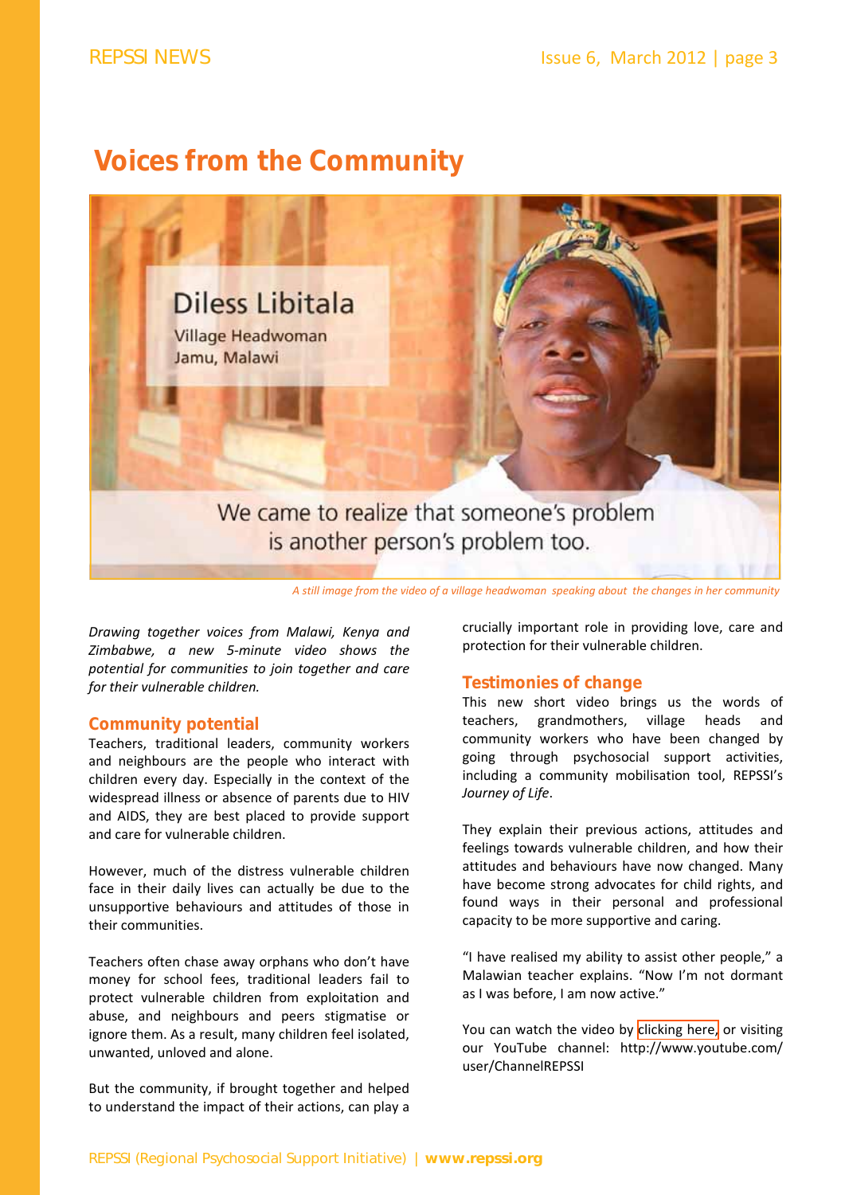# Voices from the Community

Diless Libitala

Village Headwoman

Jamu, Malawi

We came to realize that someone's problem is another person's problem too.

*A still image from the video of a village headwoman speaking about the changes in her community*

*Drawing together voices from Malawi, Kenya and Zimbabwe, a new 5-minute video shows the potential for communities to join together and care for their vulnerable children.*

## Community potential

Teachers, traditional leaders, community workers and neighbours are the people who interact with children every day. Especially in the context of the widespread illness or absence of parents due to HIV and AIDS, they are best placed to provide support and care for vulnerable children.

However, much of the distress vulnerable children face in their daily lives can actually be due to the unsupportive behaviours and attitudes of those in their communities.

Teachers often chase away orphans who don't have money for school fees, traditional leaders fail to protect vulnerable children from exploitation and abuse, and neighbours and peers stigmatise or ignore them. As a result, many children feel isolated, unwanted, unloved and alone.

But the community, if brought together and helped to understand the impact of their actions, can play a crucially important role in providing love, care and protection for their vulnerable children.

## Testimonies of change

This new short video brings us the words of teachers, grandmothers, village heads and community workers who have been changed by going through psychosocial support activities, including a community mobilisation tool, REPSSI's *Journey of Life*.

They explain their previous actions, attitudes and feelings towards vulnerable children, and how their attitudes and behaviours have now changed. Many have become strong advocates for child rights, and found ways in their personal and professional capacity to be more supportive and caring.

"I have realised my ability to assist other people," a Malawian teacher explains. "Now I'm not dormant as I was before, I am now active."

You can watch the video by clicking here, or visiting our YouTube channel: http://www.youtube.com/user/ChannelREPSSI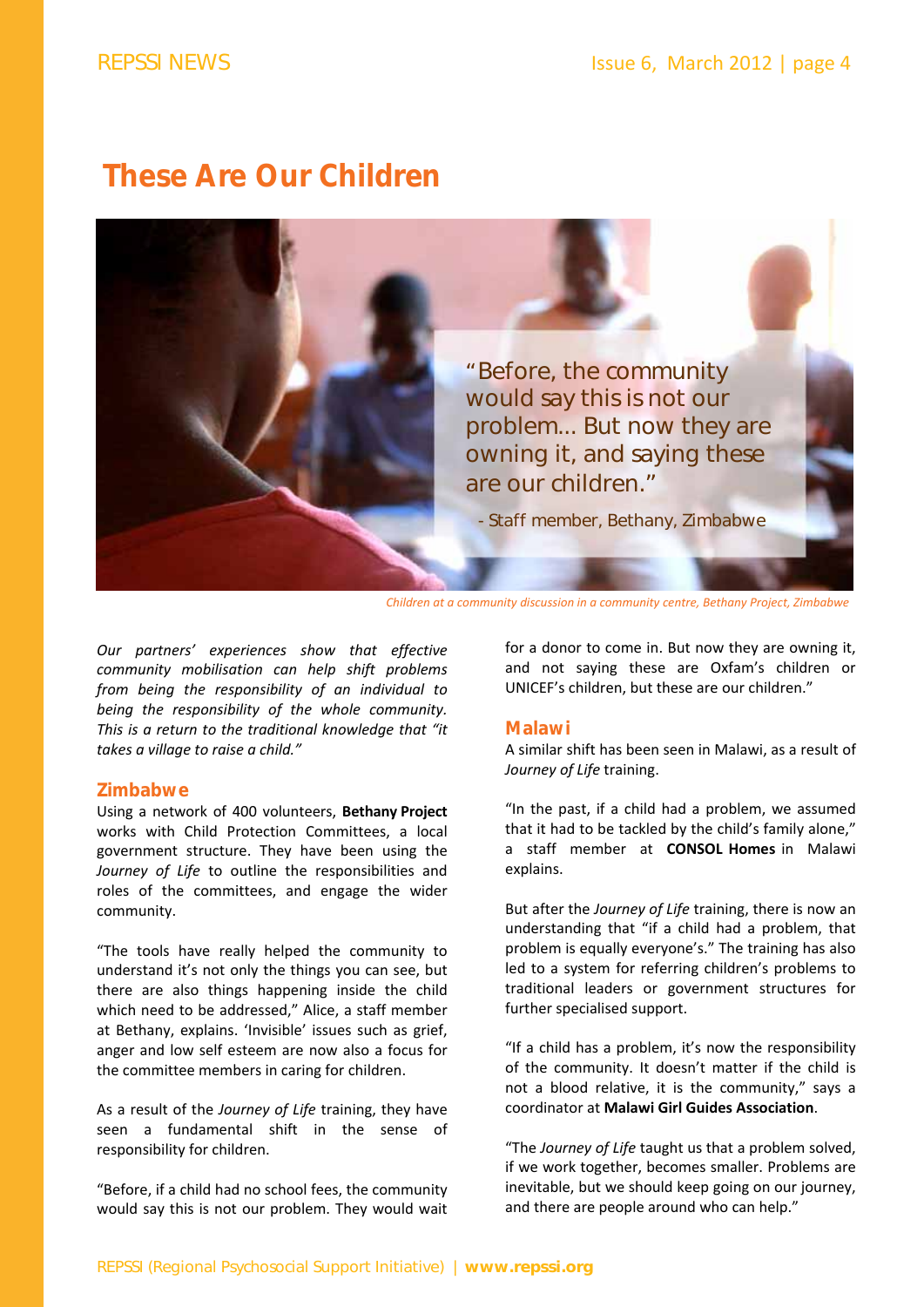# These Are Our Children

"Before, the community would say this is not our problem... But now they are owning it, and saying these are our children."

- Staff member, Bethany, Zimbabwe

Children at a community discussion in a community centre, Bethany Project, Zimbabwe

*Our partners' experiences show that effective community mobilisation can help shift problems from being the responsibility of an individual to being the responsibility of the whole community. This is a return to the traditional knowledge that "it takes a village to raise a child."*

## Zimbabwe

Using a network of 400 volunteers, **Bethany Project** works with Child Protection Committees, a local government structure. They have been using the *Journey of Life* to outline the responsibilities and roles of the committees, and engage the wider community.

"The tools have really helped the community to understand it's not only the things you can see, but there are also things happening inside the child which need to be addressed," Alice, a staff member at Bethany, explains. 'Invisible' issues such as grief, anger and low self esteem are now also a focus for the committee members in caring for children.

As a result of the *Journey of Life* training, they have seen a fundamental shift in the sense of responsibility for children.

"Before, if a child had no school fees, the community would say this is not our problem. They would wait for a donor to come in. But now they are owning it, and not saying these are Oxfam's children or UNICEF's children, but these are our children."

## Malawi

A similar shift has been seen in Malawi, as a result of *Journey of Life* training.

"In the past, if a child had a problem, we assumed that it had to be tackled by the child's family alone," a staff member at **CONSOL Homes** in Malawi explains.

But after the *Journey of Life* training, there is now an understanding that "if a child had a problem, that problem is equally everyone's." The training has also led to a system for referring children's problems to traditional leaders or government structures for further specialised support.

"If a child has a problem, it's now the responsibility of the community. It doesn't matter if the child is not a blood relative, it is the community," says a coordinator at **Malawi Girl Guides Association**.

"The *Journey of Life* taught us that a problem solved, if we work together, becomes smaller. Problems are inevitable, but we should keep going on our journey, and there are people around who can help."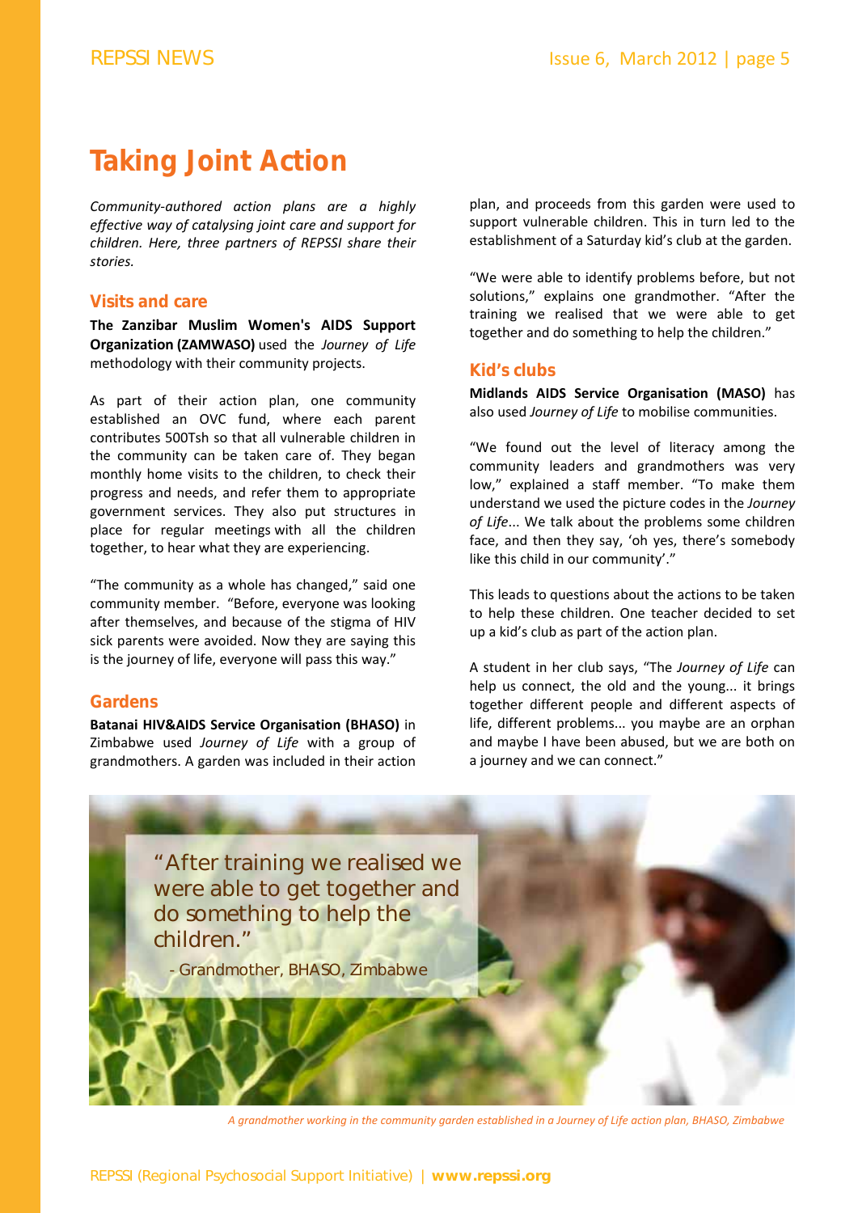# Taking Joint Action

*Community-authored action plans are a highly effective way of catalysing joint care and support for children. Here, three partners of REPSSI share their stories.*

## Visits and care

**The Zanzibar Muslim Women's AIDS Support Organization (ZAMWASO)** used the *Journey of Life* methodology with their community projects.

As part of their action plan, one community established an OVC fund, where each parent contributes 500Tsh so that all vulnerable children in the community can be taken care of. They began monthly home visits to the children, to check their progress and needs, and refer them to appropriate government services. They also put structures in place for regular meetings with all the children together, to hear what they are experiencing.

"The community as a whole has changed," said one community member. "Before, everyone was looking after themselves, and because of the stigma of HIV sick parents were avoided. Now they are saying this is the journey of life, everyone will pass this way."

## Gardens

**Batanai HIV&AIDS Service Organisation (BHASO)** in Zimbabwe used *Journey of Life* with a group of grandmothers. A garden was included in their action plan, and proceeds from this garden were used to support vulnerable children. This in turn led to the establishment of a Saturday kid's club at the garden.

"We were able to identify problems before, but not solutions," explains one grandmother. "After the training we realised that we were able to get together and do something to help the children."

## Kid's clubs

**Midlands AIDS Service Organisation (MASO)** has also used *Journey of Life* to mobilise communities.

"We found out the level of literacy among the community leaders and grandmothers was very low," explained a staff member. "To make them understand we used the picture codes in the *Journey of Life*... We talk about the problems some children face, and then they say, 'oh yes, there's somebody like this child in our community'."

This leads to questions about the actions to be taken to help these children. One teacher decided to set up a kid's club as part of the action plan.

A student in her club says, "The *Journey of Life* can help us connect, the old and the young... it brings together different people and different aspects of life, different problems... you maybe are an orphan and maybe I have been abused, but we are both on a journey and we can connect."

"After training we realised we were able to get together and do something to help the children."

- Grandmother, BHASO, Zimbabwe

*A grandmother working in the community garden established in a Journey of Life action plan, BHASO, Zimbabwe*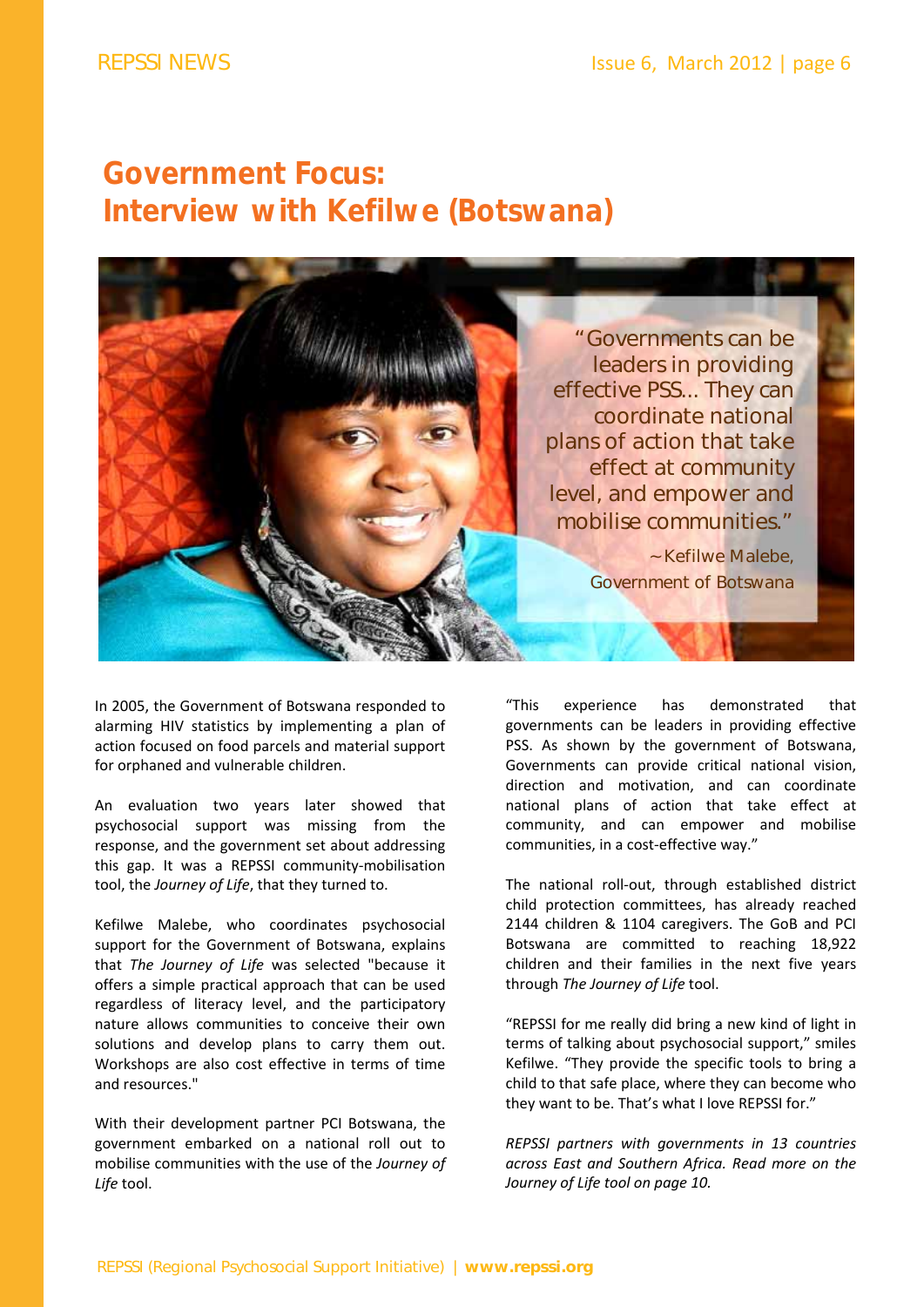# Government Focus: Interview with Kefilwe (Botswana)

> "Governments can be leaders in providing effective PSS... They can coordinate national plans of action that take effect at community level, and empower and mobilise communities."
>
> ~ Kefilwe Malebe, Government of Botswana

In 2005, the Government of Botswana responded to alarming HIV statistics by implementing a plan of action focused on food parcels and material support for orphaned and vulnerable children.

An evaluation two years later showed that psychosocial support was missing from the response, and the government set about addressing this gap. It was a REPSSI community-mobilisation tool, the *Journey of Life*, that they turned to.

Kefilwe Malebe, who coordinates psychosocial support for the Government of Botswana, explains that *The Journey of Life* was selected "because it offers a simple practical approach that can be used regardless of literacy level, and the participatory nature allows communities to conceive their own solutions and develop plans to carry them out. Workshops are also cost effective in terms of time and resources."

With their development partner PCI Botswana, the government embarked on a national roll out to mobilise communities with the use of the *Journey of Life* tool.

"This experience has demonstrated that governments can be leaders in providing effective PSS. As shown by the government of Botswana, Governments can provide critical national vision, direction and motivation, and can coordinate national plans of action that take effect at community, and can empower and mobilise communities, in a cost-effective way."

The national roll-out, through established district child protection committees, has already reached 2144 children & 1104 caregivers. The GoB and PCI Botswana are committed to reaching 18,922 children and their families in the next five years through *The Journey of Life* tool.

"REPSSI for me really did bring a new kind of light in terms of talking about psychosocial support," smiles Kefilwe. "They provide the specific tools to bring a child to that safe place, where they can become who they want to be. That's what I love REPSSI for."

*REPSSI partners with governments in 13 countries across East and Southern Africa. Read more on the Journey of Life tool on page 10.*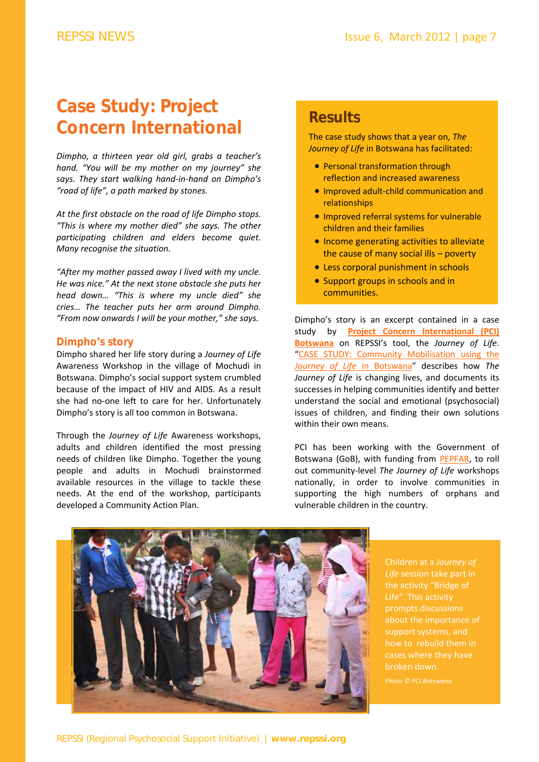# Case Study: Project Concern International

*Dimpho, a thirteen year old girl, grabs a teacher's hand. "You will be my mother on my journey" she says. They start walking hand-in-hand on Dimpho's "road of life", a path marked by stones.*

*At the first obstacle on the road of life Dimpho stops. "This is where my mother died" she says. The other participating children and elders become quiet. Many recognise the situation.*

*"After my mother passed away I lived with my uncle. He was nice." At the next stone obstacle she puts her head down… "This is where my uncle died" she cries… The teacher puts her arm around Dimpho. "From now onwards I will be your mother," she says.*

## Dimpho's story

Dimpho shared her life story during a *Journey of Life* Awareness Workshop in the village of Mochudi in Botswana. Dimpho's social support system crumbled because of the impact of HIV and AIDS. As a result she had no-one left to care for her. Unfortunately Dimpho's story is all too common in Botswana.

Through the *Journey of Life* Awareness workshops, adults and children identified the most pressing needs of children like Dimpho. Together the young people and adults in Mochudi brainstormed available resources in the village to tackle these needs. At the end of the workshop, participants developed a Community Action Plan.

## Results

The case study shows that a year on, *The Journey of Life* in Botswana has facilitated:

- Personal transformation through reflection and increased awareness
- Improved adult-child communication and relationships
- Improved referral systems for vulnerable children and their families
- Income generating activities to alleviate the cause of many social ills – poverty
- Less corporal punishment in schools
- Support groups in schools and in communities.

Dimpho's story is an excerpt contained in a case study by **Project Concern International (PCI) Botswana** on REPSSI's tool, the *Journey of Life*. "CASE STUDY: Community Mobilisation using the *Journey of Life* in Botswana" describes how *The Journey of Life* is changing lives, and documents its successes in helping communities identify and better understand the social and emotional (psychosocial) issues of children, and finding their own solutions within their own means.

PCI has been working with the Government of Botswana (GoB), with funding from PEPFAR, to roll out community-level *The Journey of Life* workshops nationally, in order to involve communities in supporting the high numbers of orphans and vulnerable children in the country.

Children at a *Journey of Life* session take part in the activity "Bridge of Life". This activity prompts discussions about the importance of support systems, and how to rebuild them in cases where they have broken down.

*Photo © PCI Botswana*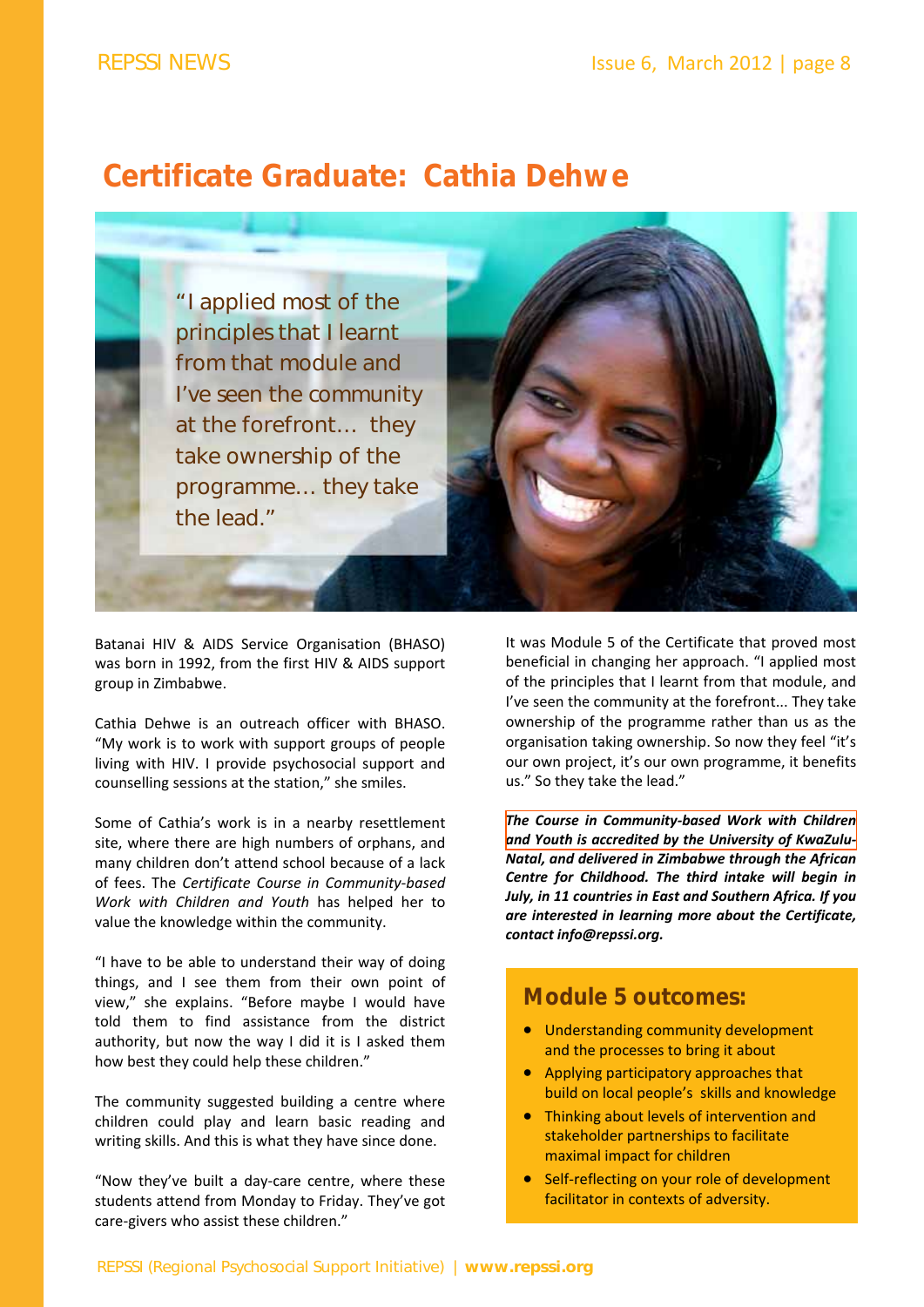# Certificate Graduate: Cathia Dehwe

"I applied most of the principles that I learnt from that module and I've seen the community at the forefront… they take ownership of the programme… they take the lead."

Batanai HIV & AIDS Service Organisation (BHASO) was born in 1992, from the first HIV & AIDS support group in Zimbabwe.

Cathia Dehwe is an outreach officer with BHASO. "My work is to work with support groups of people living with HIV. I provide psychosocial support and counselling sessions at the station," she smiles.

Some of Cathia's work is in a nearby resettlement site, where there are high numbers of orphans, and many children don't attend school because of a lack of fees. The *Certificate Course in Community-based Work with Children and Youth* has helped her to value the knowledge within the community.

"I have to be able to understand their way of doing things, and I see them from their own point of view," she explains. "Before maybe I would have told them to find assistance from the district authority, but now the way I did it is I asked them how best they could help these children."

The community suggested building a centre where children could play and learn basic reading and writing skills. And this is what they have since done.

"Now they've built a day-care centre, where these students attend from Monday to Friday. They've got care-givers who assist these children."

It was Module 5 of the Certificate that proved most beneficial in changing her approach. "I applied most of the principles that I learnt from that module, and I've seen the community at the forefront... They take ownership of the programme rather than us as the organisation taking ownership. So now they feel "it's our own project, it's our own programme, it benefits us." So they take the lead."

***The Course in Community-based Work with Children and Youth is accredited by the University of KwaZulu-Natal, and delivered in Zimbabwe through the African Centre for Childhood. The third intake will begin in July, in 11 countries in East and Southern Africa. If you are interested in learning more about the Certificate, contact info@repssi.org.***

## Module 5 outcomes:

- Understanding community development and the processes to bring it about
- Applying participatory approaches that build on local people's skills and knowledge
- Thinking about levels of intervention and stakeholder partnerships to facilitate maximal impact for children
- Self-reflecting on your role of development facilitator in contexts of adversity.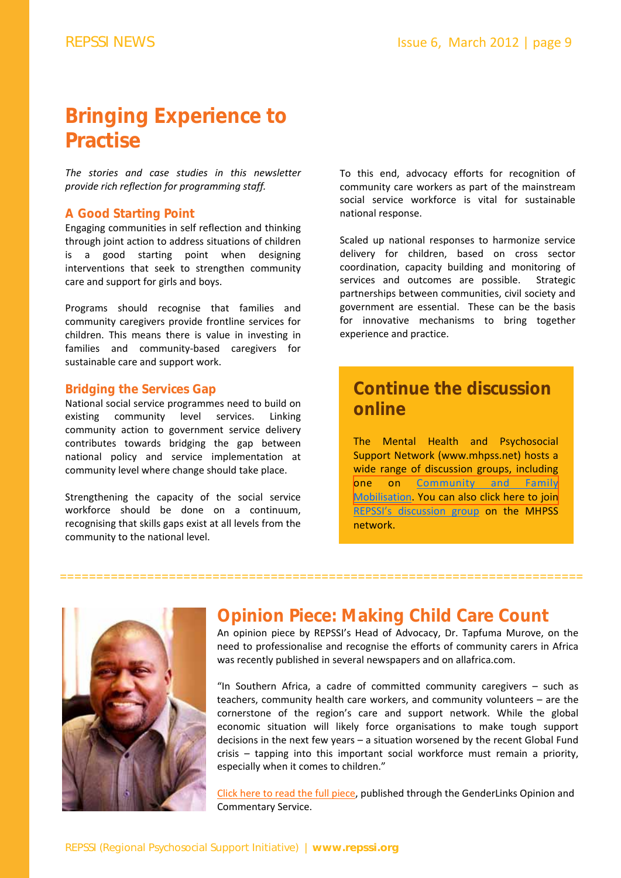# Bringing Experience to Practise

*The stories and case studies in this newsletter provide rich reflection for programming staff.*

### A Good Starting Point

Engaging communities in self reflection and thinking through joint action to address situations of children is a good starting point when designing interventions that seek to strengthen community care and support for girls and boys.

Programs should recognise that families and community caregivers provide frontline services for children. This means there is value in investing in families and community-based caregivers for sustainable care and support work.

### Bridging the Services Gap

National social service programmes need to build on existing community level services. Linking community action to government service delivery contributes towards bridging the gap between national policy and service implementation at community level where change should take place.

Strengthening the capacity of the social service workforce should be done on a continuum, recognising that skills gaps exist at all levels from the community to the national level.

To this end, advocacy efforts for recognition of community care workers as part of the mainstream social service workforce is vital for sustainable national response.

Scaled up national responses to harmonize service delivery for children, based on cross sector coordination, capacity building and monitoring of services and outcomes are possible. Strategic partnerships between communities, civil society and government are essential. These can be the basis for innovative mechanisms to bring together experience and practice.

## Continue the discussion online

The Mental Health and Psychosocial Support Network (www.mhpss.net) hosts a wide range of discussion groups, including one on Community and Family Mobilisation. You can also click here to join REPSSI's discussion group on the MHPSS network.

## Opinion Piece: Making Child Care Count

An opinion piece by REPSSI's Head of Advocacy, Dr. Tapfuma Murove, on the need to professionalise and recognise the efforts of community carers in Africa was recently published in several newspapers and on allafrica.com.

"In Southern Africa, a cadre of committed community caregivers – such as teachers, community health care workers, and community volunteers – are the cornerstone of the region's care and support network. While the global economic situation will likely force organisations to make tough support decisions in the next few years – a situation worsened by the recent Global Fund crisis – tapping into this important social workforce must remain a priority, especially when it comes to children."

Click here to read the full piece, published through the GenderLinks Opinion and Commentary Service.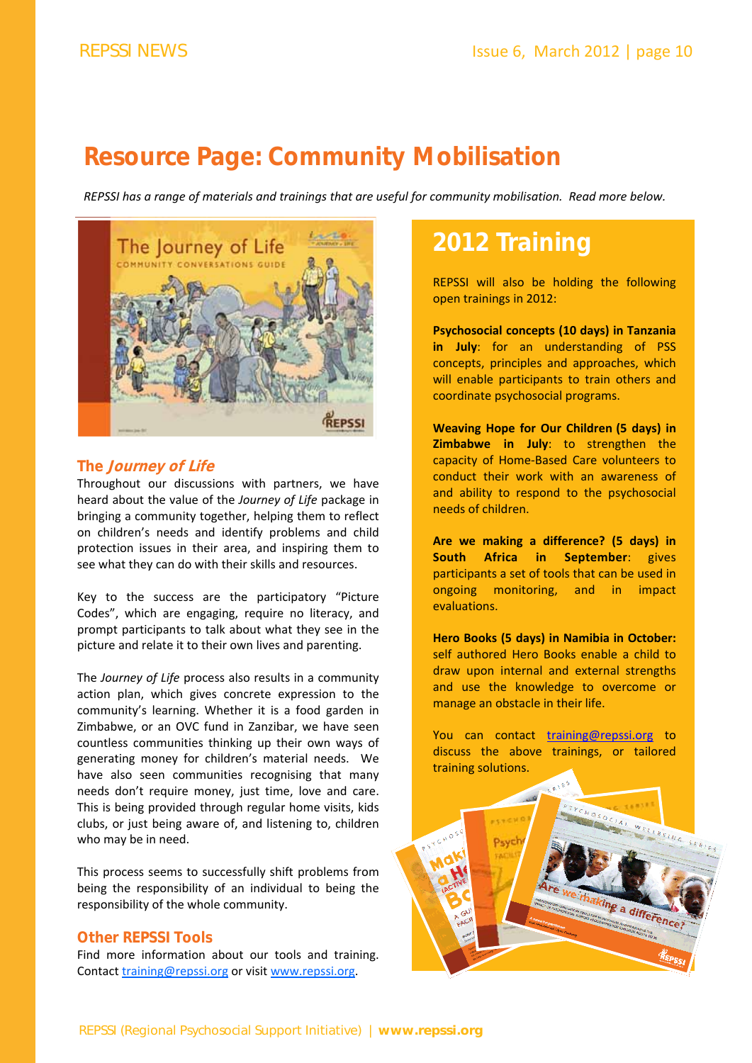# Resource Page: Community Mobilisation

*REPSSI has a range of materials and trainings that are useful for community mobilisation. Read more below.*

## The *Journey of Life*

Throughout our discussions with partners, we have heard about the value of the *Journey of Life* package in bringing a community together, helping them to reflect on children's needs and identify problems and child protection issues in their area, and inspiring them to see what they can do with their skills and resources.

Key to the success are the participatory "Picture Codes", which are engaging, require no literacy, and prompt participants to talk about what they see in the picture and relate it to their own lives and parenting.

The *Journey of Life* process also results in a community action plan, which gives concrete expression to the community's learning. Whether it is a food garden in Zimbabwe, or an OVC fund in Zanzibar, we have seen countless communities thinking up their own ways of generating money for children's material needs. We have also seen communities recognising that many needs don't require money, just time, love and care. This is being provided through regular home visits, kids clubs, or just being aware of, and listening to, children who may be in need.

This process seems to successfully shift problems from being the responsibility of an individual to being the responsibility of the whole community.

## Other REPSSI Tools

Find more information about our tools and training. Contact training@repssi.org or visit www.repssi.org.

## 2012 Training

REPSSI will also be holding the following open trainings in 2012:

**Psychosocial concepts (10 days) in Tanzania in July**: for an understanding of PSS concepts, principles and approaches, which will enable participants to train others and coordinate psychosocial programs.

**Weaving Hope for Our Children (5 days) in Zimbabwe in July**: to strengthen the capacity of Home-Based Care volunteers to conduct their work with an awareness of and ability to respond to the psychosocial needs of children.

**Are we making a difference? (5 days) in South Africa in September**: gives participants a set of tools that can be used in ongoing monitoring, and in impact evaluations.

**Hero Books (5 days) in Namibia in October:** self authored Hero Books enable a child to draw upon internal and external strengths and use the knowledge to overcome or manage an obstacle in their life.

You can contact training@repssi.org to discuss the above trainings, or tailored training solutions.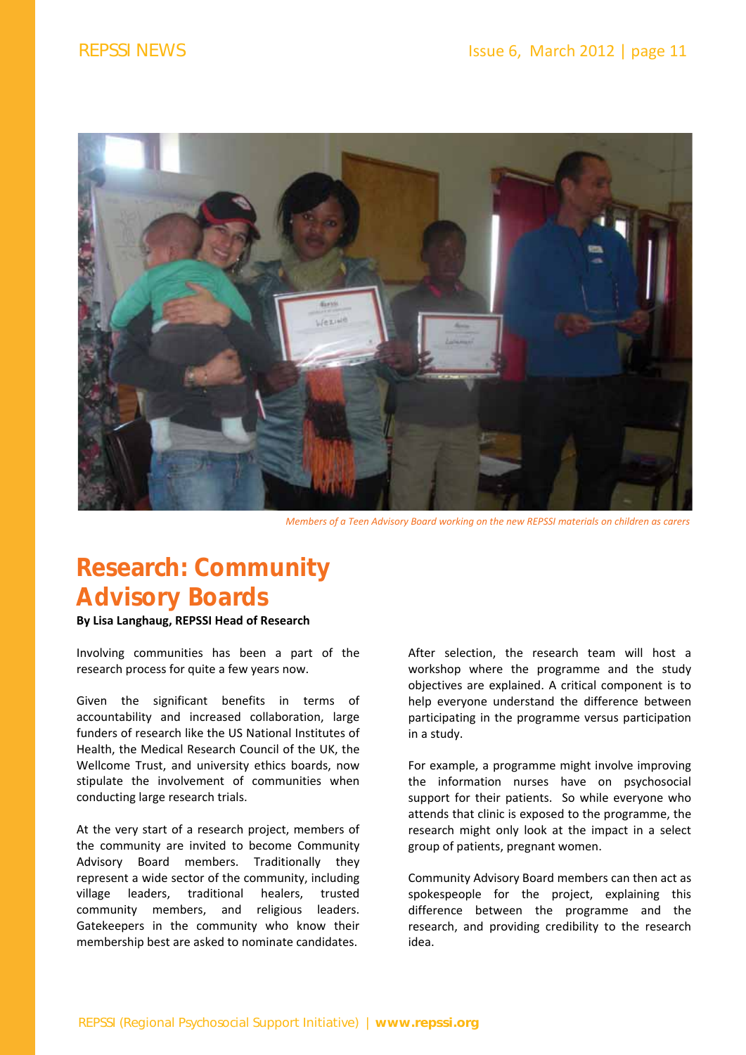*Members of a Teen Advisory Board working on the new REPSSI materials on children as carers*

# Research: Community Advisory Boards

**By Lisa Langhaug, REPSSI Head of Research**

Involving communities has been a part of the research process for quite a few years now.

Given the significant benefits in terms of accountability and increased collaboration, large funders of research like the US National Institutes of Health, the Medical Research Council of the UK, the Wellcome Trust, and university ethics boards, now stipulate the involvement of communities when conducting large research trials.

At the very start of a research project, members of the community are invited to become Community Advisory Board members. Traditionally they represent a wide sector of the community, including village leaders, traditional healers, trusted community members, and religious leaders. Gatekeepers in the community who know their membership best are asked to nominate candidates.

After selection, the research team will host a workshop where the programme and the study objectives are explained. A critical component is to help everyone understand the difference between participating in the programme versus participation in a study.

For example, a programme might involve improving the information nurses have on psychosocial support for their patients. So while everyone who attends that clinic is exposed to the programme, the research might only look at the impact in a select group of patients, pregnant women.

Community Advisory Board members can then act as spokespeople for the project, explaining this difference between the programme and the research, and providing credibility to the research idea.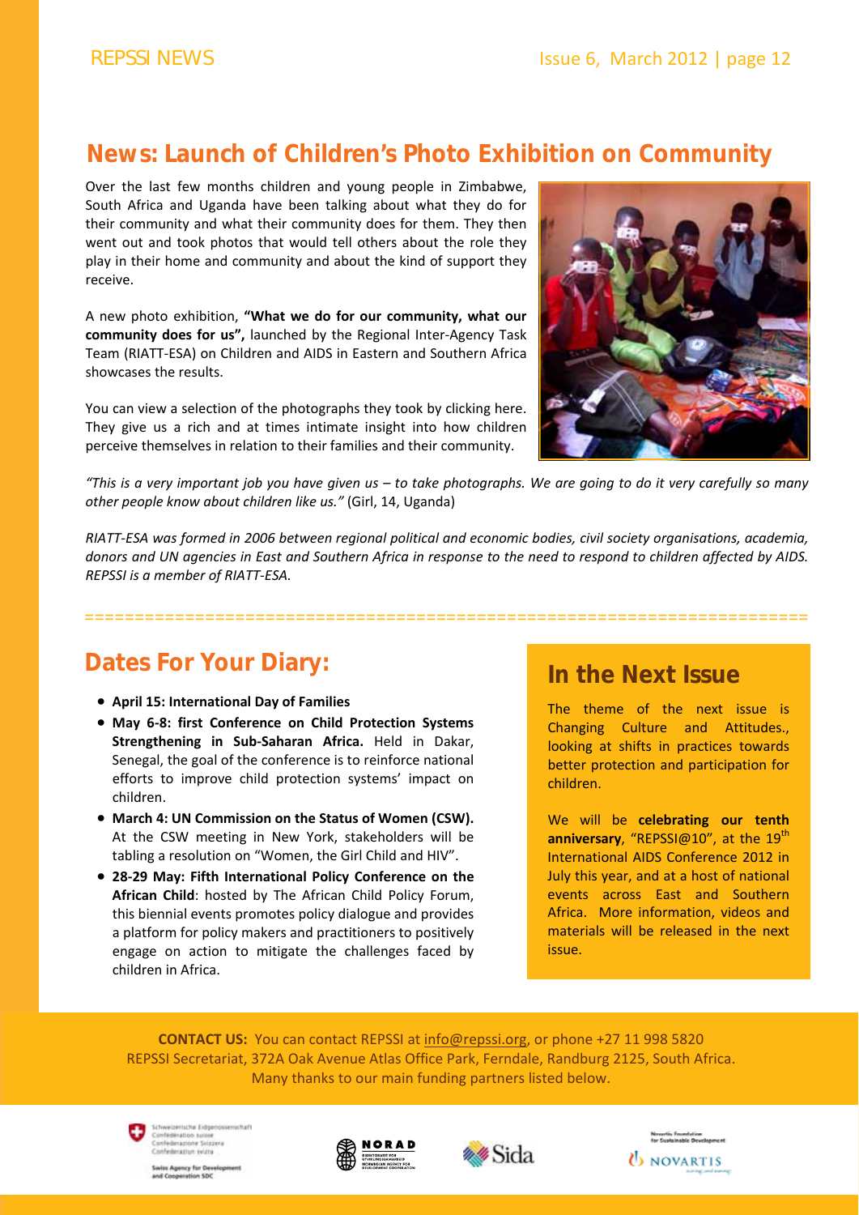## News: Launch of Children's Photo Exhibition on Community

Over the last few months children and young people in Zimbabwe, South Africa and Uganda have been talking about what they do for their community and what their community does for them. They then went out and took photos that would tell others about the role they play in their home and community and about the kind of support they receive.

A new photo exhibition, **"What we do for our community, what our community does for us",** launched by the Regional Inter-Agency Task Team (RIATT-ESA) on Children and AIDS in Eastern and Southern Africa showcases the results.

You can view a selection of the photographs they took by clicking here. They give us a rich and at times intimate insight into how children perceive themselves in relation to their families and their community.

*"This is a very important job you have given us – to take photographs. We are going to do it very carefully so many other people know about children like us."* (Girl, 14, Uganda)

*RIATT-ESA was formed in 2006 between regional political and economic bodies, civil society organisations, academia, donors and UN agencies in East and Southern Africa in response to the need to respond to children affected by AIDS. REPSSI is a member of RIATT-ESA.*

---

## Dates For Your Diary:

- **April 15: International Day of Families**
- **May 6-8: first Conference on Child Protection Systems Strengthening in Sub-Saharan Africa.** Held in Dakar, Senegal, the goal of the conference is to reinforce national efforts to improve child protection systems' impact on children.
- **March 4: UN Commission on the Status of Women (CSW).** At the CSW meeting in New York, stakeholders will be tabling a resolution on "Women, the Girl Child and HIV".
- **28-29 May: Fifth International Policy Conference on the African Child**: hosted by The African Child Policy Forum, this biennial events promotes policy dialogue and provides a platform for policy makers and practitioners to positively engage on action to mitigate the challenges faced by children in Africa.

## In the Next Issue

The theme of the next issue is Changing Culture and Attitudes., looking at shifts in practices towards better protection and participation for children.

We will be **celebrating our tenth anniversary**, "REPSSI@10", at the 19th International AIDS Conference 2012 in July this year, and at a host of national events across East and Southern Africa. More information, videos and materials will be released in the next issue.

**CONTACT US:** You can contact REPSSI at info@repssi.org, or phone +27 11 998 5820
REPSSI Secretariat, 372A Oak Avenue Atlas Office Park, Ferndale, Randburg 2125, South Africa.
Many thanks to our main funding partners listed below.

Schweizerische Eidgenossenschaft
Confédération suisse
Confederazione Svizzera
Confederaziun svizra
Swiss Agency for Development and Cooperation SDC

NORAD

Sida

Novartis Foundation for Sustainable Development
NOVARTIS